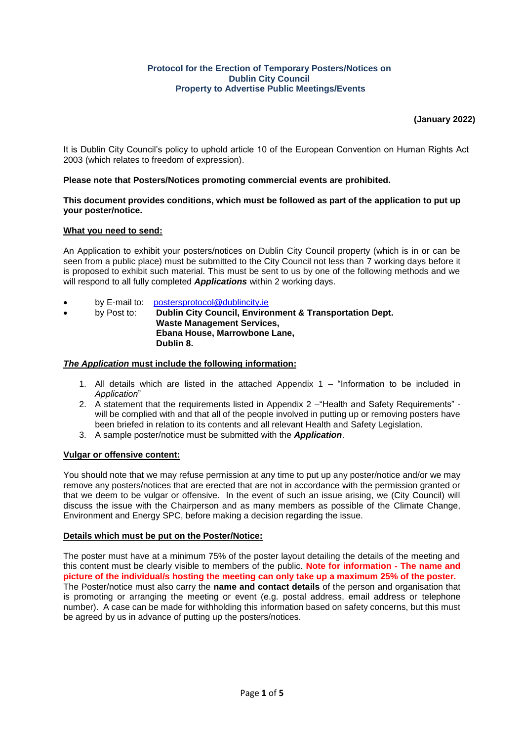# Protocol for the Erection of Temporary Posters/Notices on Dublin City Council Property to Advertise Public Meetings/Events

**(January 2022)**

It is Dublin City Council's policy to uphold article 10 of the European Convention on Human Rights Act 2003 (which relates to freedom of expression).

**Please note that Posters/Notices promoting commercial events are prohibited.**

**This document provides conditions, which must be followed as part of the application to put up your poster/notice.**

## What you need to send:

An Application to exhibit your posters/notices on Dublin City Council property (which is in or can be seen from a public place) must be submitted to the City Council not less than 7 working days before it is proposed to exhibit such material. This must be sent to us by one of the following methods and we will respond to all fully completed ***Applications*** within 2 working days.

- by E-mail to: postersprotocol@dublincity.ie
- by Post to: **Dublin City Council, Environment & Transportation Dept.**
  **Waste Management Services,**
  **Ebana House, Marrowbone Lane,**
  **Dublin 8.**

## *The Application* must include the following information:

1. All details which are listed in the attached Appendix 1 – "Information to be included in *Application*"
2. A statement that the requirements listed in Appendix 2 –"Health and Safety Requirements" - will be complied with and that all of the people involved in putting up or removing posters have been briefed in relation to its contents and all relevant Health and Safety Legislation.
3. A sample poster/notice must be submitted with the ***Application***.

## Vulgar or offensive content:

You should note that we may refuse permission at any time to put up any poster/notice and/or we may remove any posters/notices that are erected that are not in accordance with the permission granted or that we deem to be vulgar or offensive. In the event of such an issue arising, we (City Council) will discuss the issue with the Chairperson and as many members as possible of the Climate Change, Environment and Energy SPC, before making a decision regarding the issue.

## Details which must be put on the Poster/Notice:

The poster must have at a minimum 75% of the poster layout detailing the details of the meeting and this content must be clearly visible to members of the public. **Note for information - The name and picture of the individual/s hosting the meeting can only take up a maximum 25% of the poster.**
The Poster/notice must also carry the **name and contact details** of the person and organisation that is promoting or arranging the meeting or event (e.g. postal address, email address or telephone number). A case can be made for withholding this information based on safety concerns, but this must be agreed by us in advance of putting up the posters/notices.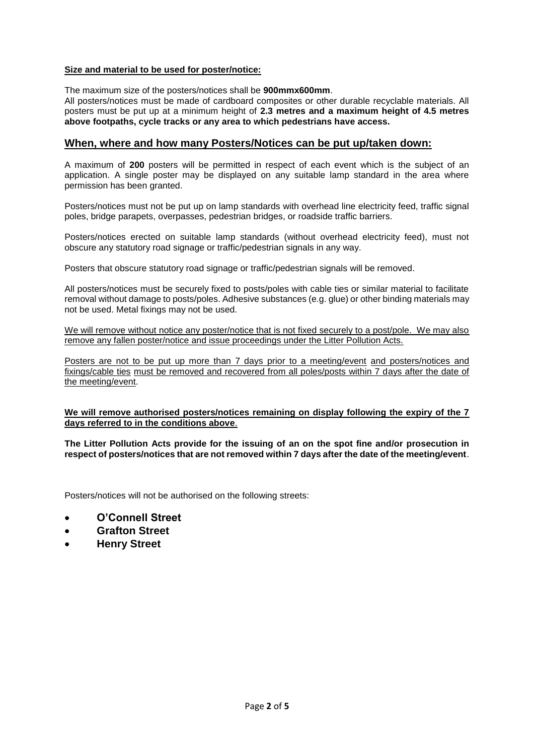**Size and material to be used for poster/notice:**

The maximum size of the posters/notices shall be **900mmx600mm**.

All posters/notices must be made of cardboard composites or other durable recyclable materials. All posters must be put up at a minimum height of **2.3 metres and a maximum height of 4.5 metres above footpaths, cycle tracks or any area to which pedestrians have access.**

## When, where and how many Posters/Notices can be put up/taken down:

A maximum of **200** posters will be permitted in respect of each event which is the subject of an application. A single poster may be displayed on any suitable lamp standard in the area where permission has been granted.

Posters/notices must not be put up on lamp standards with overhead line electricity feed, traffic signal poles, bridge parapets, overpasses, pedestrian bridges, or roadside traffic barriers.

Posters/notices erected on suitable lamp standards (without overhead electricity feed), must not obscure any statutory road signage or traffic/pedestrian signals in any way.

Posters that obscure statutory road signage or traffic/pedestrian signals will be removed.

All posters/notices must be securely fixed to posts/poles with cable ties or similar material to facilitate removal without damage to posts/poles. Adhesive substances (e.g. glue) or other binding materials may not be used. Metal fixings may not be used.

We will remove without notice any poster/notice that is not fixed securely to a post/pole. We may also remove any fallen poster/notice and issue proceedings under the Litter Pollution Acts.

Posters are not to be put up more than 7 days prior to a meeting/event and posters/notices and fixings/cable ties must be removed and recovered from all poles/posts within 7 days after the date of the meeting/event.

**We will remove authorised posters/notices remaining on display following the expiry of the 7 days referred to in the conditions above**.

**The Litter Pollution Acts provide for the issuing of an on the spot fine and/or prosecution in respect of posters/notices that are not removed within 7 days after the date of the meeting/event**.

Posters/notices will not be authorised on the following streets:

- **O'Connell Street**
- **Grafton Street**
- **Henry Street**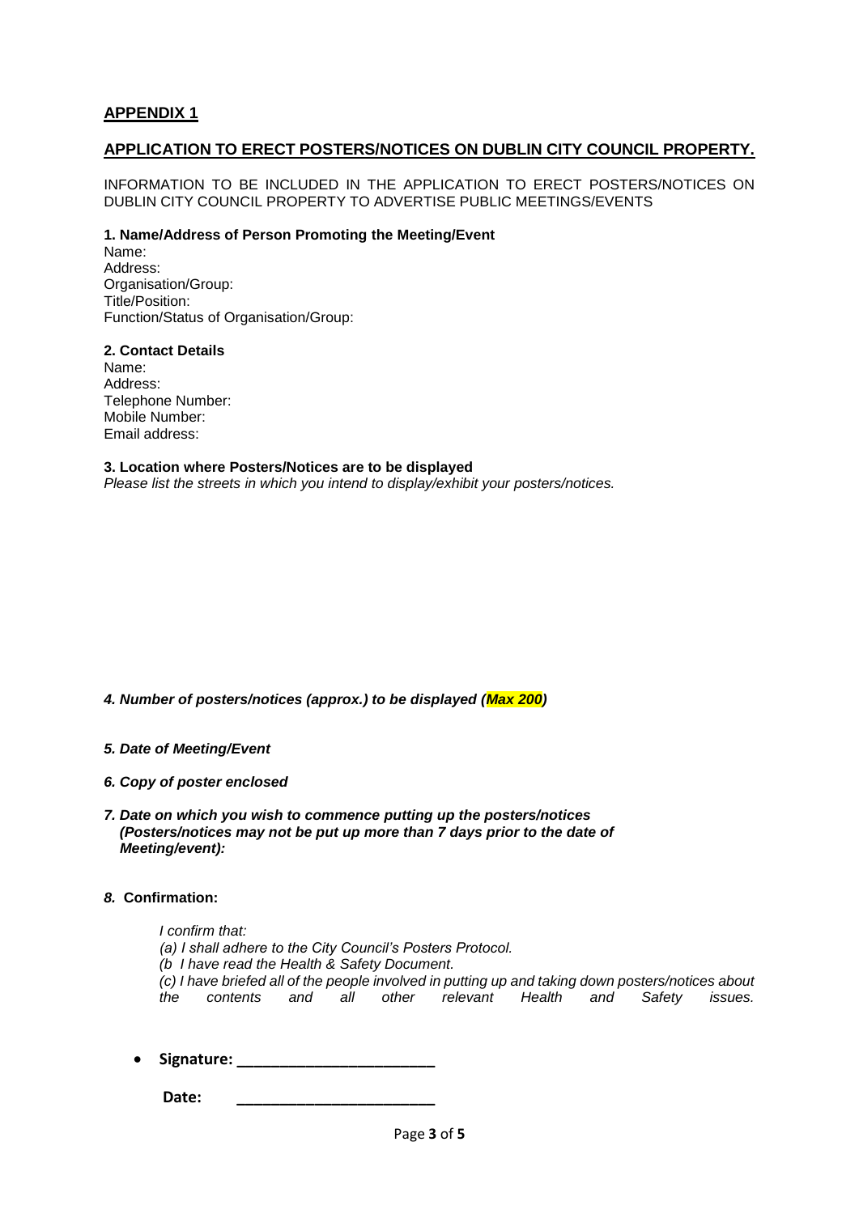## APPENDIX 1

## APPLICATION TO ERECT POSTERS/NOTICES ON DUBLIN CITY COUNCIL PROPERTY.

INFORMATION TO BE INCLUDED IN THE APPLICATION TO ERECT POSTERS/NOTICES ON DUBLIN CITY COUNCIL PROPERTY TO ADVERTISE PUBLIC MEETINGS/EVENTS

**1. Name/Address of Person Promoting the Meeting/Event**

Name:
Address:
Organisation/Group:
Title/Position:
Function/Status of Organisation/Group:

**2. Contact Details**

Name:
Address:
Telephone Number:
Mobile Number:
Email address:

**3. Location where Posters/Notices are to be displayed**

*Please list the streets in which you intend to display/exhibit your posters/notices.*

***4. Number of posters/notices (approx.) to be displayed (Max 200)***

***5. Date of Meeting/Event***

***6. Copy of poster enclosed***

***7. Date on which you wish to commence putting up the posters/notices (Posters/notices may not be put up more than 7 days prior to the date of Meeting/event):***

***8.*** **Confirmation:**

*I confirm that:*
*(a) I shall adhere to the City Council's Posters Protocol.*
*(b I have read the Health & Safety Document.*
*(c) I have briefed all of the people involved in putting up and taking down posters/notices about the contents and all other relevant Health and Safety issues.*

- **Signature: ________________________**

  **Date: ________________________**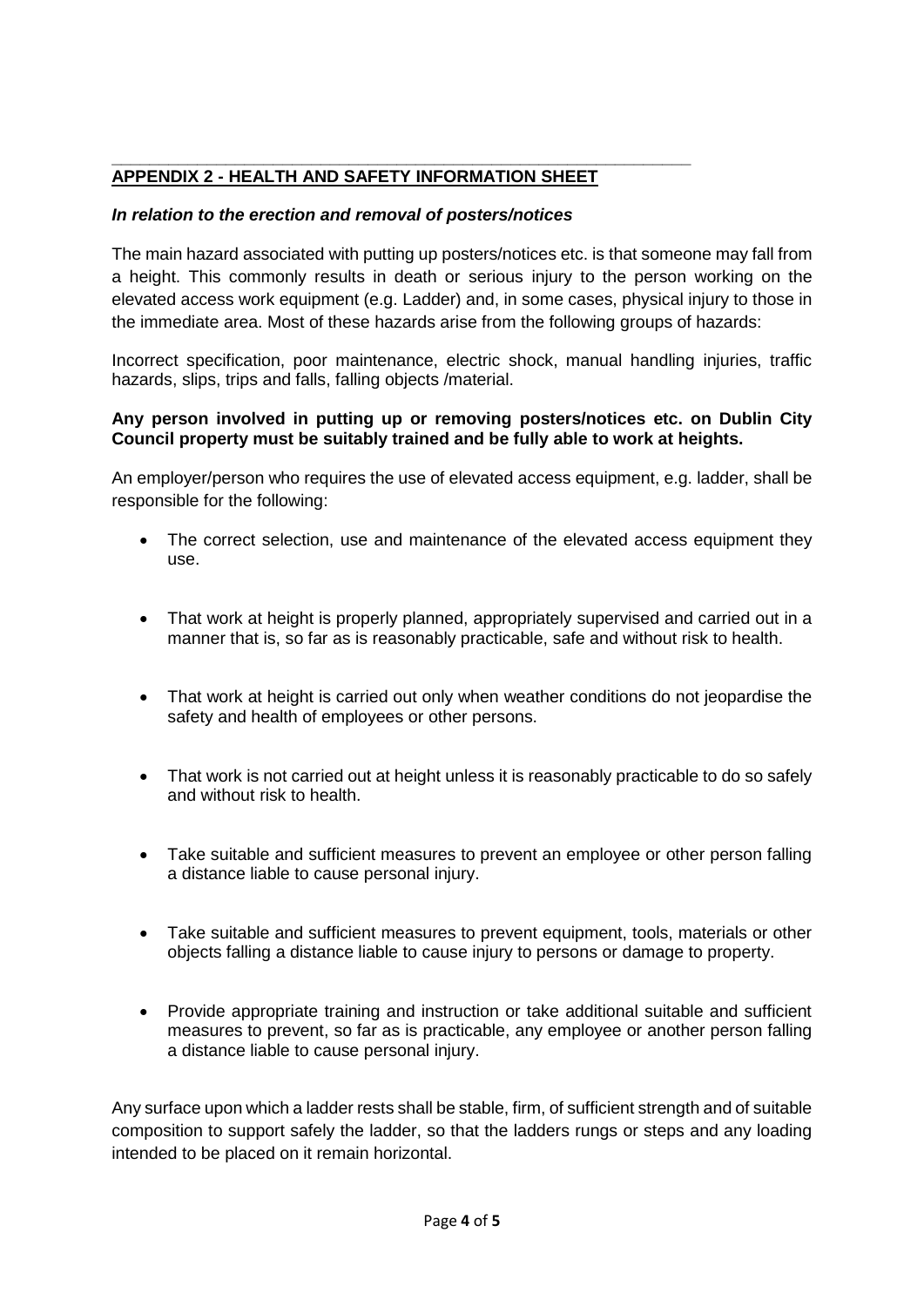## APPENDIX 2 - HEALTH AND SAFETY INFORMATION SHEET

***In relation to the erection and removal of posters/notices***

The main hazard associated with putting up posters/notices etc. is that someone may fall from a height. This commonly results in death or serious injury to the person working on the elevated access work equipment (e.g. Ladder) and, in some cases, physical injury to those in the immediate area. Most of these hazards arise from the following groups of hazards:

Incorrect specification, poor maintenance, electric shock, manual handling injuries, traffic hazards, slips, trips and falls, falling objects /material.

**Any person involved in putting up or removing posters/notices etc. on Dublin City Council property must be suitably trained and be fully able to work at heights.**

An employer/person who requires the use of elevated access equipment, e.g. ladder, shall be responsible for the following:

- The correct selection, use and maintenance of the elevated access equipment they use.
- That work at height is properly planned, appropriately supervised and carried out in a manner that is, so far as is reasonably practicable, safe and without risk to health.
- That work at height is carried out only when weather conditions do not jeopardise the safety and health of employees or other persons.
- That work is not carried out at height unless it is reasonably practicable to do so safely and without risk to health.
- Take suitable and sufficient measures to prevent an employee or other person falling a distance liable to cause personal injury.
- Take suitable and sufficient measures to prevent equipment, tools, materials or other objects falling a distance liable to cause injury to persons or damage to property.
- Provide appropriate training and instruction or take additional suitable and sufficient measures to prevent, so far as is practicable, any employee or another person falling a distance liable to cause personal injury.

Any surface upon which a ladder rests shall be stable, firm, of sufficient strength and of suitable composition to support safely the ladder, so that the ladders rungs or steps and any loading intended to be placed on it remain horizontal.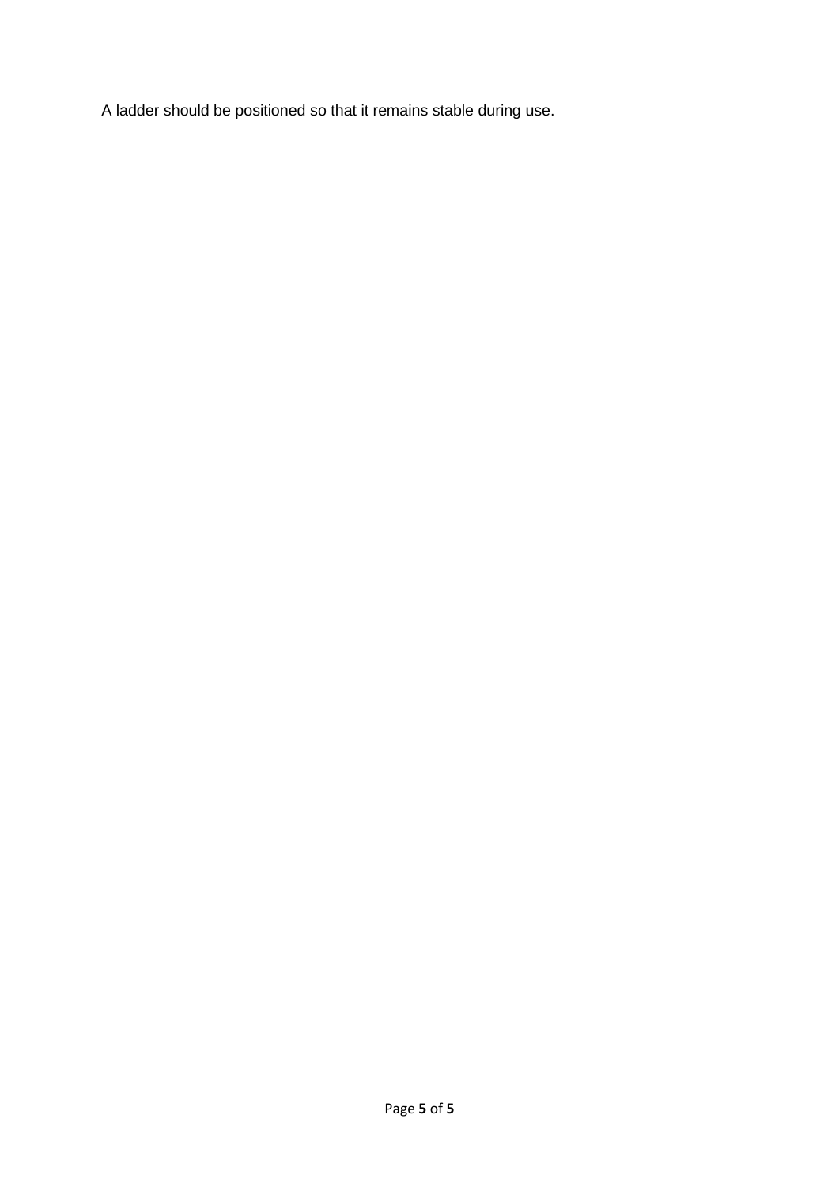A ladder should be positioned so that it remains stable during use.